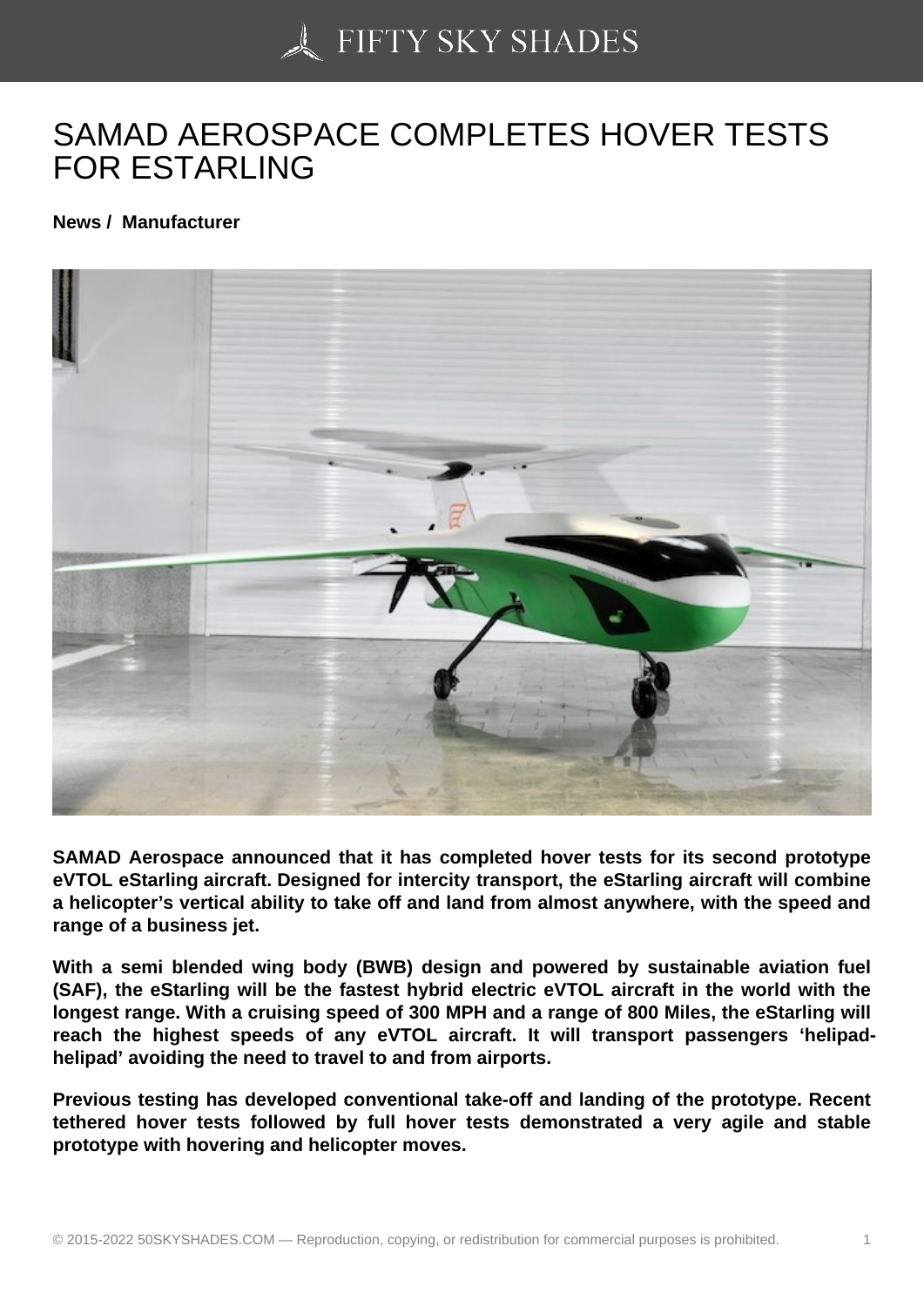# SAMAD AEROSPACE COMPLETES HOVER TESTS FOR ESTARLING

**News / Manufacturer**

**SAMAD Aerospace announced that it has completed hover tests for its second prototype eVTOL eStarling aircraft. Designed for intercity transport, the eStarling aircraft will combine a helicopter's vertical ability to take off and land from almost anywhere, with the speed and range of a business jet.**

**With a semi blended wing body (BWB) design and powered by sustainable aviation fuel (SAF), the eStarling will be the fastest hybrid electric eVTOL aircraft in the world with the longest range. With a cruising speed of 300 MPH and a range of 800 Miles, the eStarling will reach the highest speeds of any eVTOL aircraft. It will transport passengers 'helipad-helipad' avoiding the need to travel to and from airports.**

**Previous testing has developed conventional take-off and landing of the prototype. Recent tethered hover tests followed by full hover tests demonstrated a very agile and stable prototype with hovering and helicopter moves.**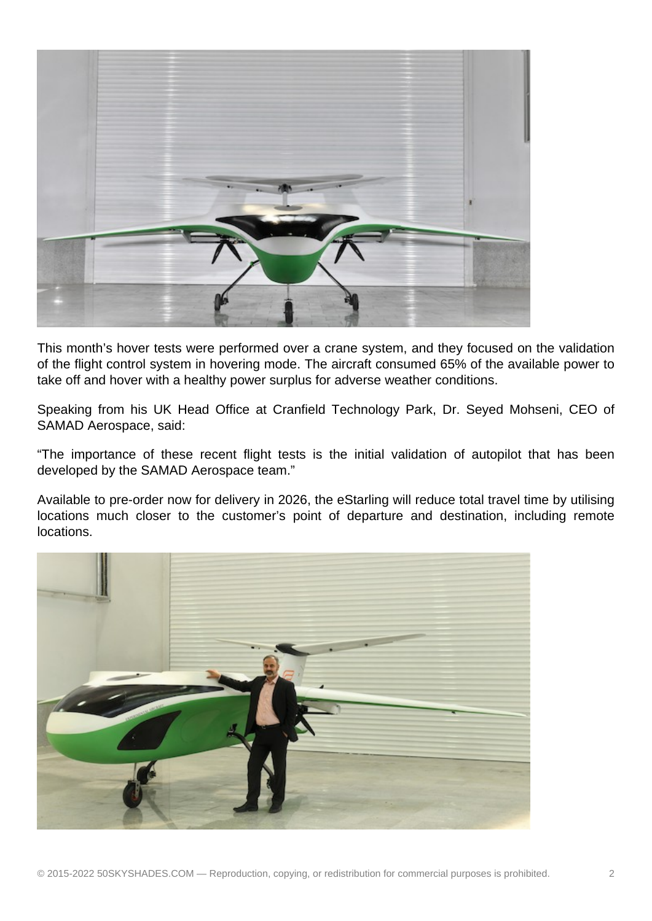This month’s hover tests were performed over a crane system, and they focused on the validation of the flight control system in hovering mode. The aircraft consumed 65% of the available power to take off and hover with a healthy power surplus for adverse weather conditions.

Speaking from his UK Head Office at Cranfield Technology Park, Dr. Seyed Mohseni, CEO of SAMAD Aerospace, said:

“The importance of these recent flight tests is the initial validation of autopilot that has been developed by the SAMAD Aerospace team.”

Available to pre-order now for delivery in 2026, the eStarling will reduce total travel time by utilising locations much closer to the customer’s point of departure and destination, including remote locations.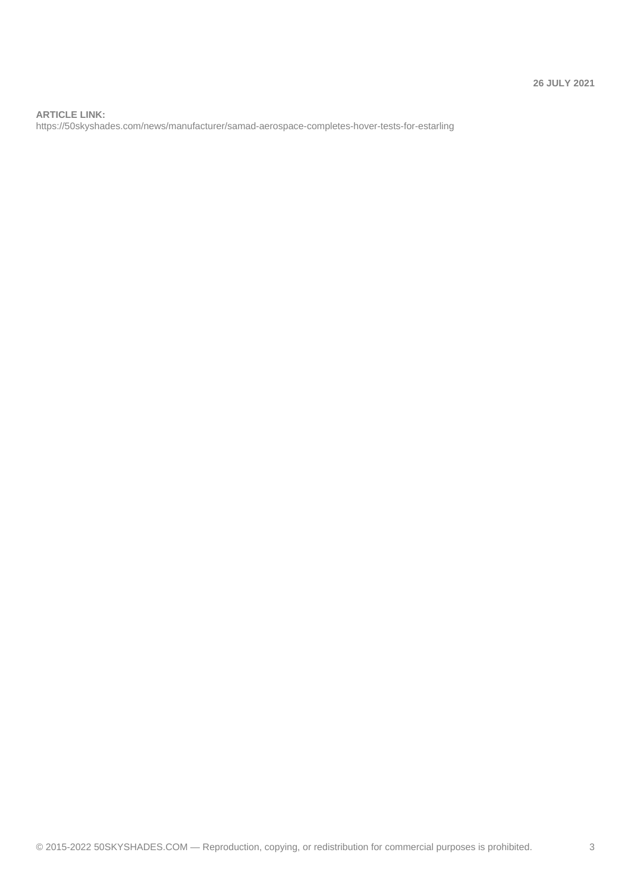26 JULY 2021

**ARTICLE LINK:**
https://50skyshades.com/news/manufacturer/samad-aerospace-completes-hover-tests-for-estarling